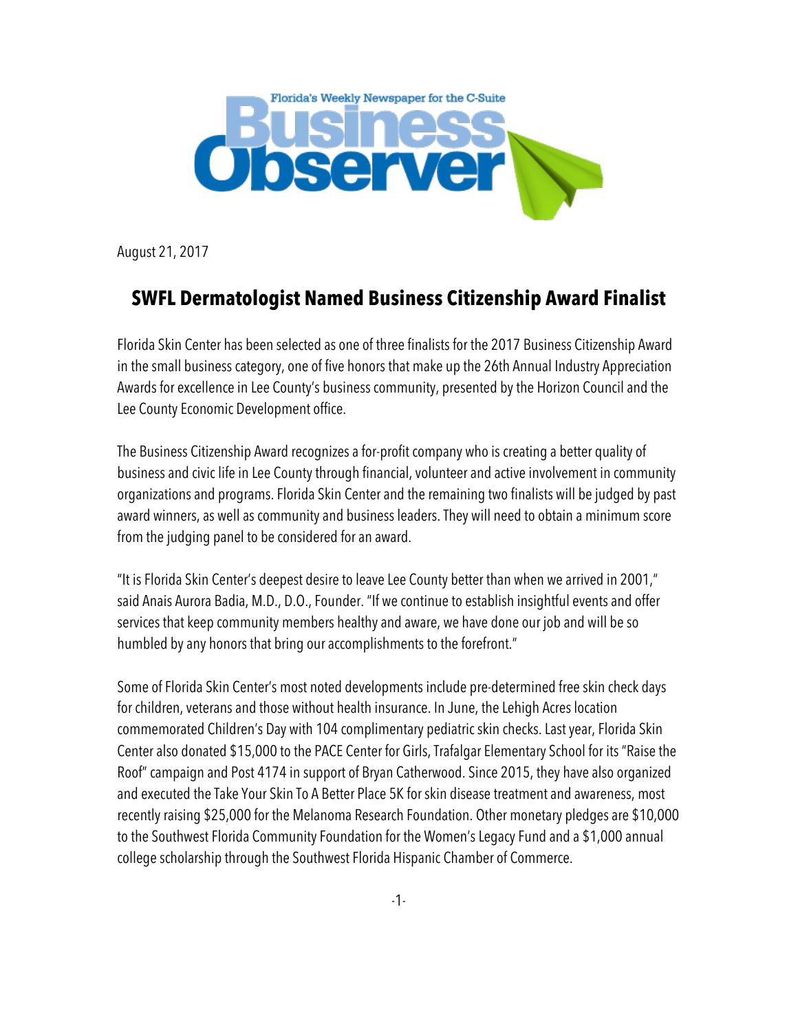Florida's Weekly Newspaper for the C-Suite

**Business Observer**

August 21, 2017

## SWFL Dermatologist Named Business Citizenship Award Finalist

Florida Skin Center has been selected as one of three finalists for the 2017 Business Citizenship Award in the small business category, one of five honors that make up the 26th Annual Industry Appreciation Awards for excellence in Lee County's business community, presented by the Horizon Council and the Lee County Economic Development office.

The Business Citizenship Award recognizes a for-profit company who is creating a better quality of business and civic life in Lee County through financial, volunteer and active involvement in community organizations and programs. Florida Skin Center and the remaining two finalists will be judged by past award winners, as well as community and business leaders. They will need to obtain a minimum score from the judging panel to be considered for an award.

"It is Florida Skin Center's deepest desire to leave Lee County better than when we arrived in 2001," said Anais Aurora Badia, M.D., D.O., Founder. "If we continue to establish insightful events and offer services that keep community members healthy and aware, we have done our job and will be so humbled by any honors that bring our accomplishments to the forefront."

Some of Florida Skin Center's most noted developments include pre-determined free skin check days for children, veterans and those without health insurance. In June, the Lehigh Acres location commemorated Children's Day with 104 complimentary pediatric skin checks. Last year, Florida Skin Center also donated $15,000 to the PACE Center for Girls, Trafalgar Elementary School for its "Raise the Roof" campaign and Post 4174 in support of Bryan Catherwood. Since 2015, they have also organized and executed the Take Your Skin To A Better Place 5K for skin disease treatment and awareness, most recently raising $25,000 for the Melanoma Research Foundation. Other monetary pledges are $10,000 to the Southwest Florida Community Foundation for the Women's Legacy Fund and a $1,000 annual college scholarship through the Southwest Florida Hispanic Chamber of Commerce.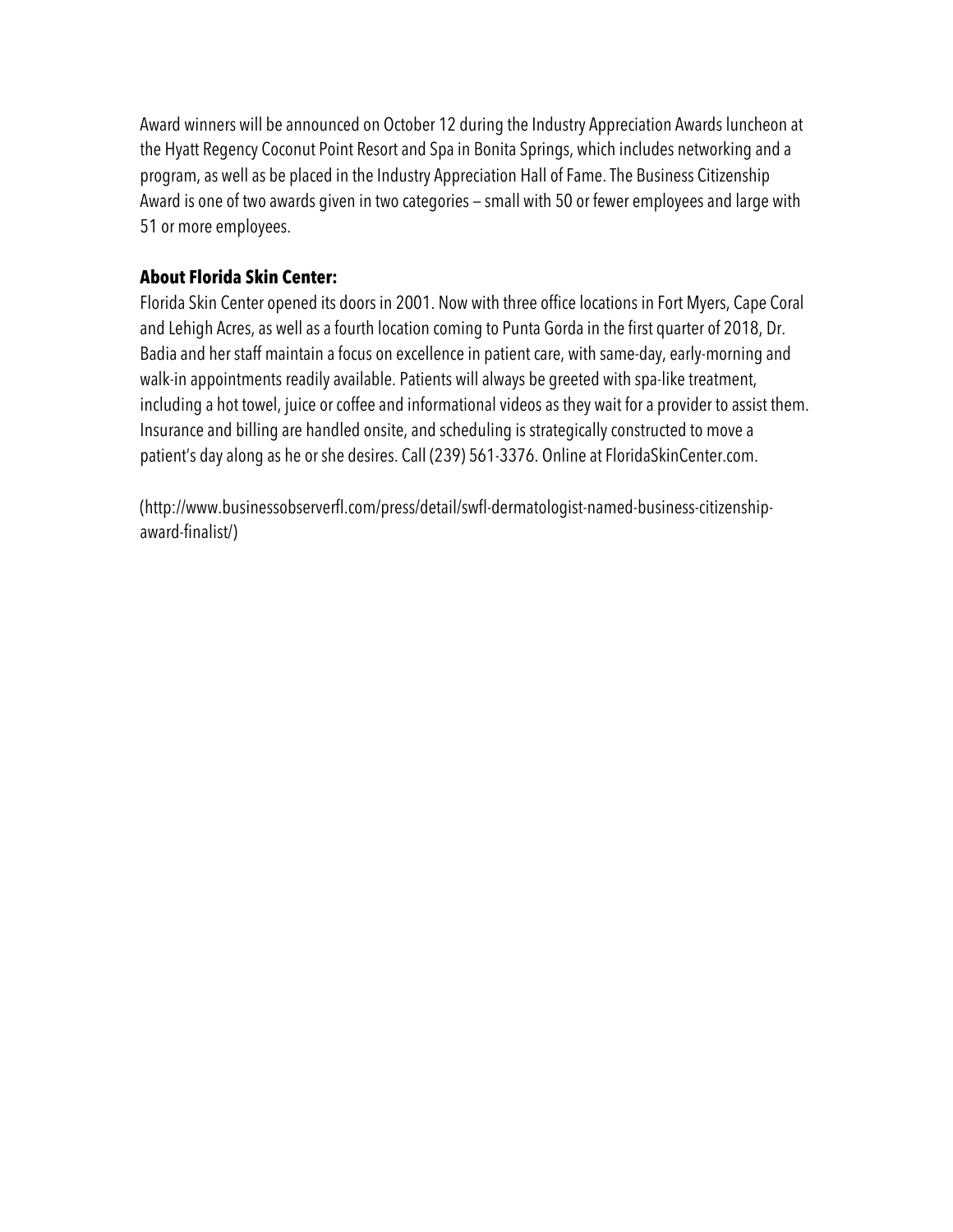Award winners will be announced on October 12 during the Industry Appreciation Awards luncheon at the Hyatt Regency Coconut Point Resort and Spa in Bonita Springs, which includes networking and a program, as well as be placed in the Industry Appreciation Hall of Fame. The Business Citizenship Award is one of two awards given in two categories – small with 50 or fewer employees and large with 51 or more employees.

**About Florida Skin Center:**

Florida Skin Center opened its doors in 2001. Now with three office locations in Fort Myers, Cape Coral and Lehigh Acres, as well as a fourth location coming to Punta Gorda in the first quarter of 2018, Dr. Badia and her staff maintain a focus on excellence in patient care, with same-day, early-morning and walk-in appointments readily available. Patients will always be greeted with spa-like treatment, including a hot towel, juice or coffee and informational videos as they wait for a provider to assist them. Insurance and billing are handled onsite, and scheduling is strategically constructed to move a patient's day along as he or she desires. Call (239) 561-3376. Online at FloridaSkinCenter.com.

(http://www.businessobserverfl.com/press/detail/swfl-dermatologist-named-business-citizenship-award-finalist/)